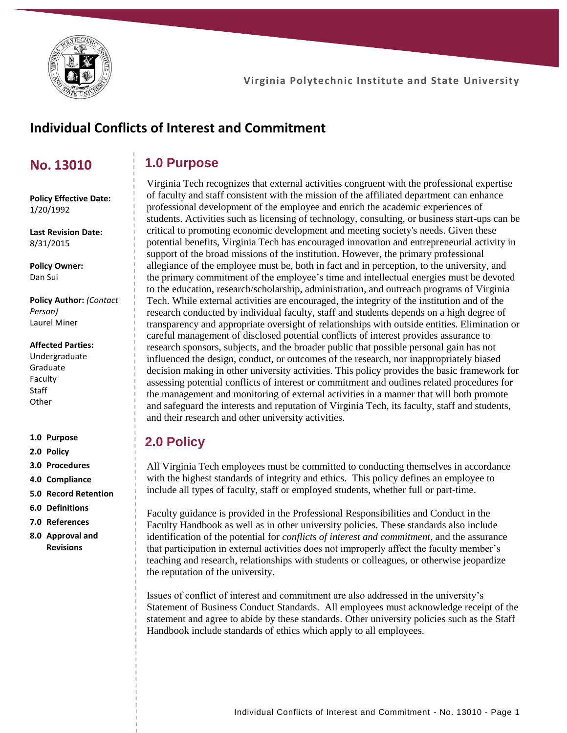Virginia Polytechnic Institute and State University

# Individual Conflicts of Interest and Commitment

## No. 13010

**Policy Effective Date:**
1/20/1992

**Last Revision Date:**
8/31/2015

**Policy Owner:**
Dan Sui

**Policy Author:** *(Contact Person)*
Laurel Miner

**Affected Parties:**
Undergraduate
Graduate
Faculty
Staff
Other

**1.0 Purpose**
**2.0 Policy**
**3.0 Procedures**
**4.0 Compliance**
**5.0 Record Retention**
**6.0 Definitions**
**7.0 References**
**8.0 Approval and Revisions**

## 1.0 Purpose

Virginia Tech recognizes that external activities congruent with the professional expertise of faculty and staff consistent with the mission of the affiliated department can enhance professional development of the employee and enrich the academic experiences of students. Activities such as licensing of technology, consulting, or business start-ups can be critical to promoting economic development and meeting society's needs. Given these potential benefits, Virginia Tech has encouraged innovation and entrepreneurial activity in support of the broad missions of the institution. However, the primary professional allegiance of the employee must be, both in fact and in perception, to the university, and the primary commitment of the employee's time and intellectual energies must be devoted to the education, research/scholarship, administration, and outreach programs of Virginia Tech. While external activities are encouraged, the integrity of the institution and of the research conducted by individual faculty, staff and students depends on a high degree of transparency and appropriate oversight of relationships with outside entities. Elimination or careful management of disclosed potential conflicts of interest provides assurance to research sponsors, subjects, and the broader public that possible personal gain has not influenced the design, conduct, or outcomes of the research, nor inappropriately biased decision making in other university activities. This policy provides the basic framework for assessing potential conflicts of interest or commitment and outlines related procedures for the management and monitoring of external activities in a manner that will both promote and safeguard the interests and reputation of Virginia Tech, its faculty, staff and students, and their research and other university activities.

## 2.0 Policy

All Virginia Tech employees must be committed to conducting themselves in accordance with the highest standards of integrity and ethics. This policy defines an employee to include all types of faculty, staff or employed students, whether full or part-time.

Faculty guidance is provided in the Professional Responsibilities and Conduct in the Faculty Handbook as well as in other university policies. These standards also include identification of the potential for *conflicts of interest and commitment*, and the assurance that participation in external activities does not improperly affect the faculty member's teaching and research, relationships with students or colleagues, or otherwise jeopardize the reputation of the university.

Issues of conflict of interest and commitment are also addressed in the university's Statement of Business Conduct Standards. All employees must acknowledge receipt of the statement and agree to abide by these standards. Other university policies such as the Staff Handbook include standards of ethics which apply to all employees.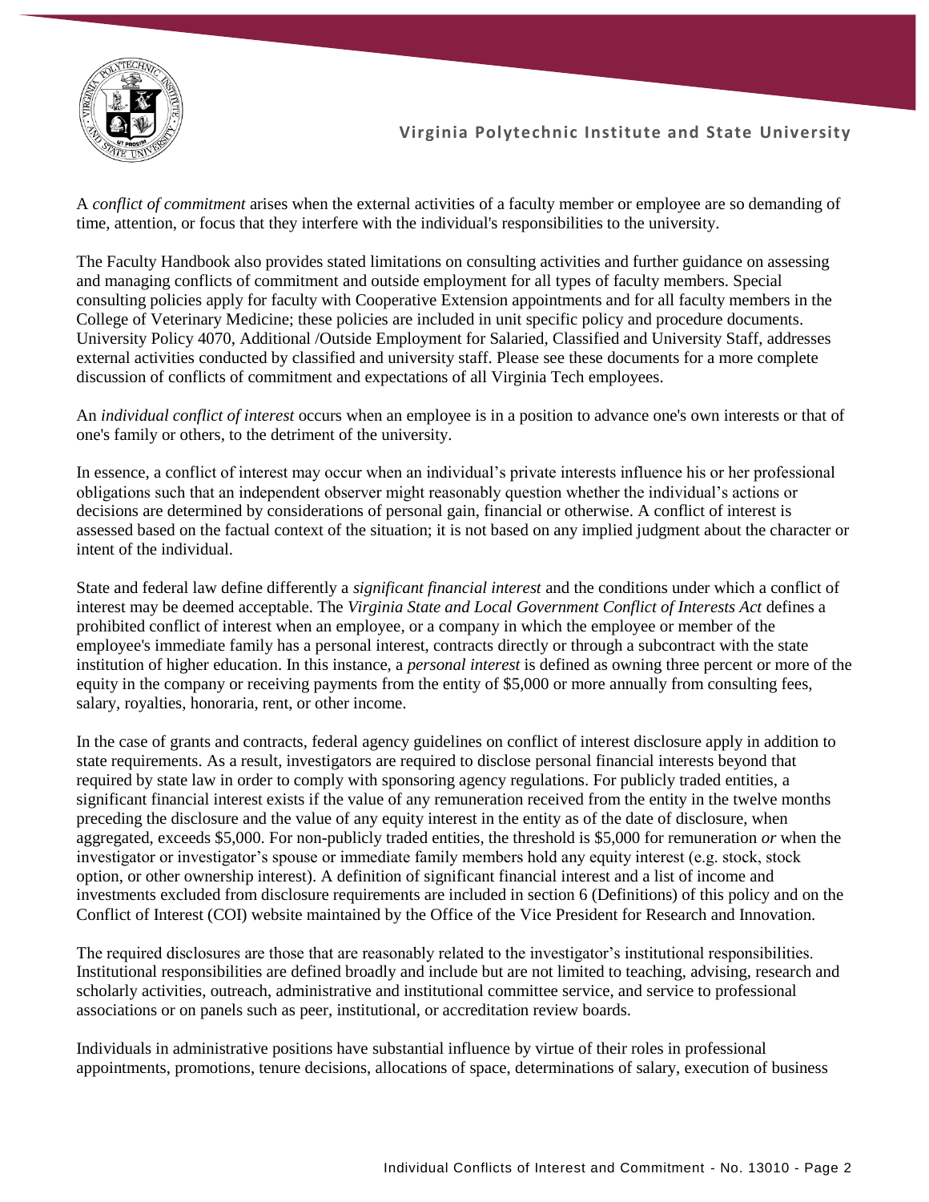A *conflict of commitment* arises when the external activities of a faculty member or employee are so demanding of time, attention, or focus that they interfere with the individual's responsibilities to the university.

The Faculty Handbook also provides stated limitations on consulting activities and further guidance on assessing and managing conflicts of commitment and outside employment for all types of faculty members. Special consulting policies apply for faculty with Cooperative Extension appointments and for all faculty members in the College of Veterinary Medicine; these policies are included in unit specific policy and procedure documents. University Policy 4070, Additional /Outside Employment for Salaried, Classified and University Staff, addresses external activities conducted by classified and university staff. Please see these documents for a more complete discussion of conflicts of commitment and expectations of all Virginia Tech employees.

An *individual conflict of interest* occurs when an employee is in a position to advance one's own interests or that of one's family or others, to the detriment of the university.

In essence, a conflict of interest may occur when an individual's private interests influence his or her professional obligations such that an independent observer might reasonably question whether the individual's actions or decisions are determined by considerations of personal gain, financial or otherwise. A conflict of interest is assessed based on the factual context of the situation; it is not based on any implied judgment about the character or intent of the individual.

State and federal law define differently a *significant financial interest* and the conditions under which a conflict of interest may be deemed acceptable. The *Virginia State and Local Government Conflict of Interests Act* defines a prohibited conflict of interest when an employee, or a company in which the employee or member of the employee's immediate family has a personal interest, contracts directly or through a subcontract with the state institution of higher education. In this instance, a *personal interest* is defined as owning three percent or more of the equity in the company or receiving payments from the entity of $5,000 or more annually from consulting fees, salary, royalties, honoraria, rent, or other income.

In the case of grants and contracts, federal agency guidelines on conflict of interest disclosure apply in addition to state requirements. As a result, investigators are required to disclose personal financial interests beyond that required by state law in order to comply with sponsoring agency regulations. For publicly traded entities, a significant financial interest exists if the value of any remuneration received from the entity in the twelve months preceding the disclosure and the value of any equity interest in the entity as of the date of disclosure, when aggregated, exceeds $5,000. For non-publicly traded entities, the threshold is $5,000 for remuneration *or* when the investigator or investigator's spouse or immediate family members hold any equity interest (e.g. stock, stock option, or other ownership interest). A definition of significant financial interest and a list of income and investments excluded from disclosure requirements are included in section 6 (Definitions) of this policy and on the Conflict of Interest (COI) website maintained by the Office of the Vice President for Research and Innovation.

The required disclosures are those that are reasonably related to the investigator's institutional responsibilities. Institutional responsibilities are defined broadly and include but are not limited to teaching, advising, research and scholarly activities, outreach, administrative and institutional committee service, and service to professional associations or on panels such as peer, institutional, or accreditation review boards.

Individuals in administrative positions have substantial influence by virtue of their roles in professional appointments, promotions, tenure decisions, allocations of space, determinations of salary, execution of business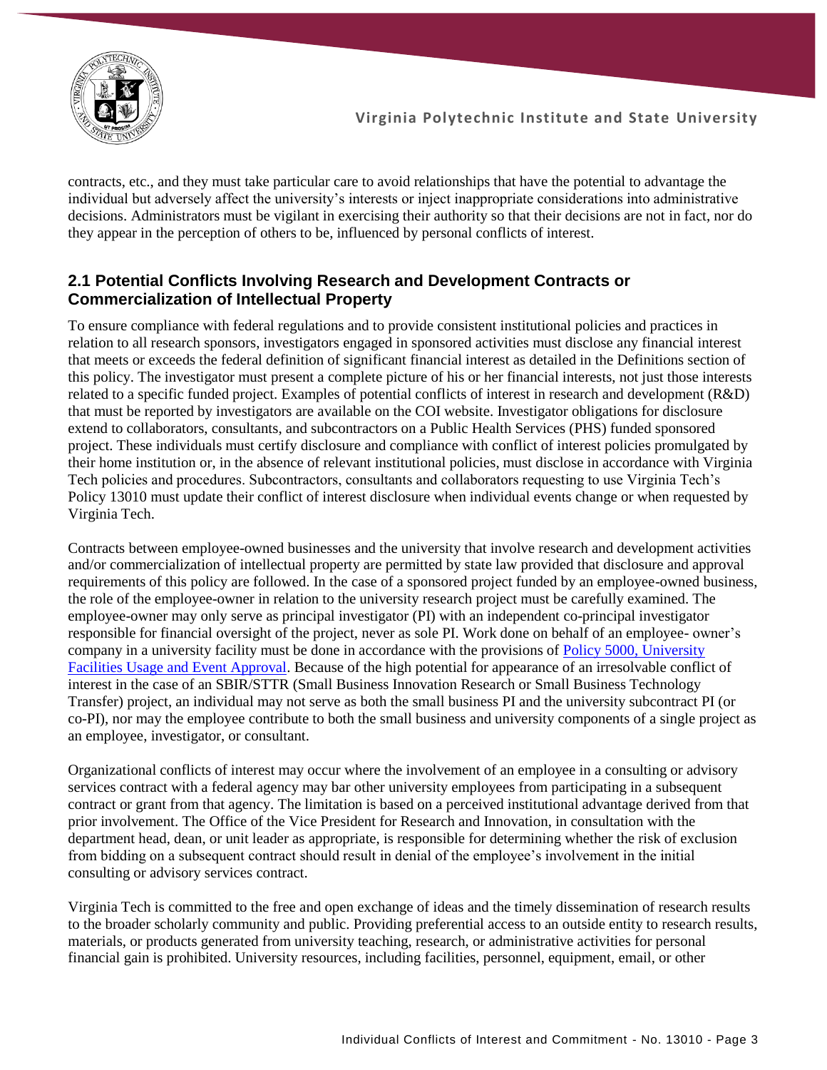contracts, etc., and they must take particular care to avoid relationships that have the potential to advantage the individual but adversely affect the university's interests or inject inappropriate considerations into administrative decisions. Administrators must be vigilant in exercising their authority so that their decisions are not in fact, nor do they appear in the perception of others to be, influenced by personal conflicts of interest.

## 2.1 Potential Conflicts Involving Research and Development Contracts or Commercialization of Intellectual Property

To ensure compliance with federal regulations and to provide consistent institutional policies and practices in relation to all research sponsors, investigators engaged in sponsored activities must disclose any financial interest that meets or exceeds the federal definition of significant financial interest as detailed in the Definitions section of this policy. The investigator must present a complete picture of his or her financial interests, not just those interests related to a specific funded project. Examples of potential conflicts of interest in research and development (R&D) that must be reported by investigators are available on the COI website. Investigator obligations for disclosure extend to collaborators, consultants, and subcontractors on a Public Health Services (PHS) funded sponsored project. These individuals must certify disclosure and compliance with conflict of interest policies promulgated by their home institution or, in the absence of relevant institutional policies, must disclose in accordance with Virginia Tech policies and procedures. Subcontractors, consultants and collaborators requesting to use Virginia Tech's Policy 13010 must update their conflict of interest disclosure when individual events change or when requested by Virginia Tech.

Contracts between employee-owned businesses and the university that involve research and development activities and/or commercialization of intellectual property are permitted by state law provided that disclosure and approval requirements of this policy are followed. In the case of a sponsored project funded by an employee-owned business, the role of the employee-owner in relation to the university research project must be carefully examined. The employee-owner may only serve as principal investigator (PI) with an independent co-principal investigator responsible for financial oversight of the project, never as sole PI. Work done on behalf of an employee- owner's company in a university facility must be done in accordance with the provisions of [Policy 5000, University Facilities Usage and Event Approval](). Because of the high potential for appearance of an irresolvable conflict of interest in the case of an SBIR/STTR (Small Business Innovation Research or Small Business Technology Transfer) project, an individual may not serve as both the small business PI and the university subcontract PI (or co-PI), nor may the employee contribute to both the small business and university components of a single project as an employee, investigator, or consultant.

Organizational conflicts of interest may occur where the involvement of an employee in a consulting or advisory services contract with a federal agency may bar other university employees from participating in a subsequent contract or grant from that agency. The limitation is based on a perceived institutional advantage derived from that prior involvement. The Office of the Vice President for Research and Innovation, in consultation with the department head, dean, or unit leader as appropriate, is responsible for determining whether the risk of exclusion from bidding on a subsequent contract should result in denial of the employee's involvement in the initial consulting or advisory services contract.

Virginia Tech is committed to the free and open exchange of ideas and the timely dissemination of research results to the broader scholarly community and public. Providing preferential access to an outside entity to research results, materials, or products generated from university teaching, research, or administrative activities for personal financial gain is prohibited. University resources, including facilities, personnel, equipment, email, or other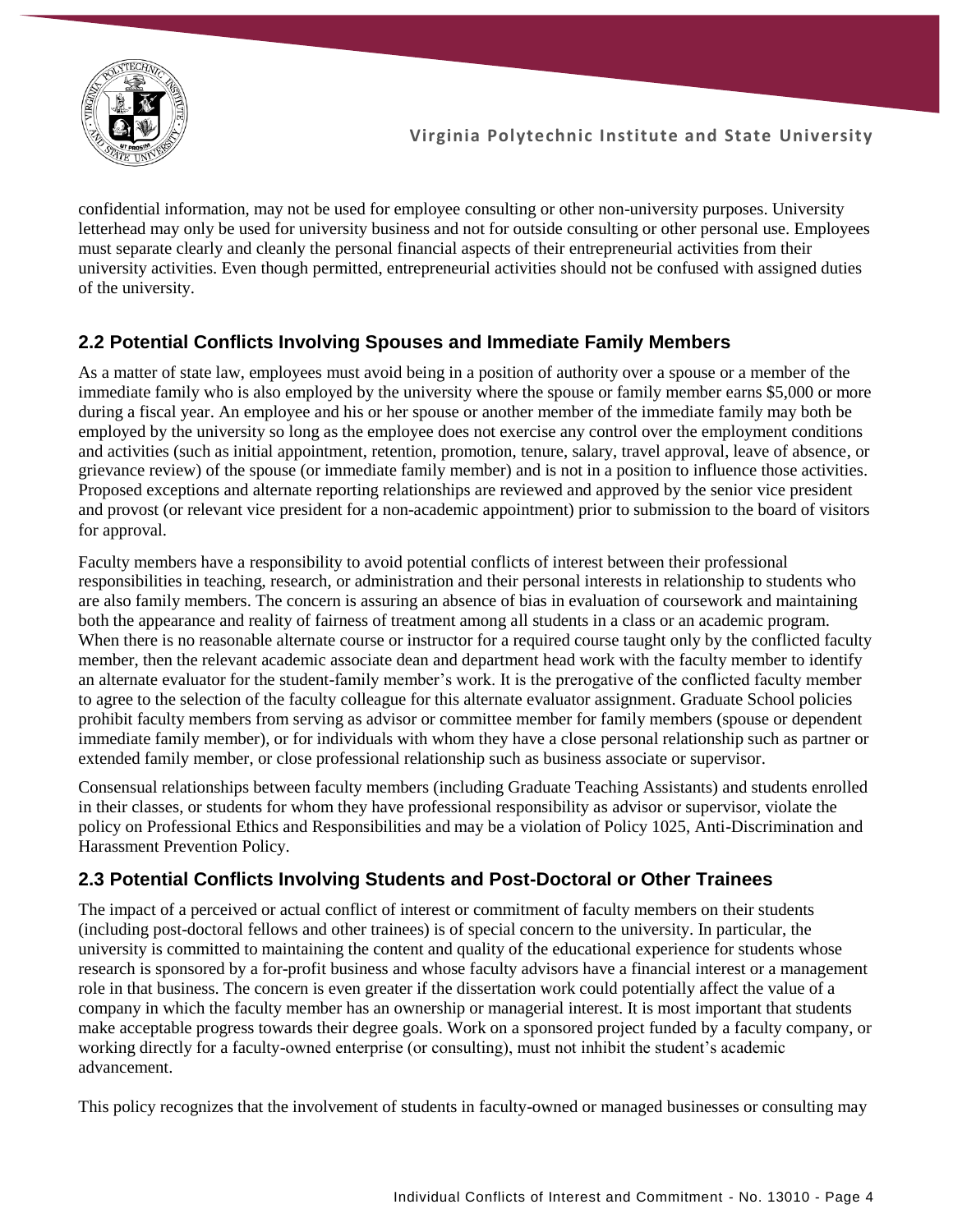confidential information, may not be used for employee consulting or other non-university purposes. University letterhead may only be used for university business and not for outside consulting or other personal use. Employees must separate clearly and cleanly the personal financial aspects of their entrepreneurial activities from their university activities. Even though permitted, entrepreneurial activities should not be confused with assigned duties of the university.

## 2.2 Potential Conflicts Involving Spouses and Immediate Family Members

As a matter of state law, employees must avoid being in a position of authority over a spouse or a member of the immediate family who is also employed by the university where the spouse or family member earns $5,000 or more during a fiscal year. An employee and his or her spouse or another member of the immediate family may both be employed by the university so long as the employee does not exercise any control over the employment conditions and activities (such as initial appointment, retention, promotion, tenure, salary, travel approval, leave of absence, or grievance review) of the spouse (or immediate family member) and is not in a position to influence those activities. Proposed exceptions and alternate reporting relationships are reviewed and approved by the senior vice president and provost (or relevant vice president for a non-academic appointment) prior to submission to the board of visitors for approval.

Faculty members have a responsibility to avoid potential conflicts of interest between their professional responsibilities in teaching, research, or administration and their personal interests in relationship to students who are also family members. The concern is assuring an absence of bias in evaluation of coursework and maintaining both the appearance and reality of fairness of treatment among all students in a class or an academic program. When there is no reasonable alternate course or instructor for a required course taught only by the conflicted faculty member, then the relevant academic associate dean and department head work with the faculty member to identify an alternate evaluator for the student-family member's work. It is the prerogative of the conflicted faculty member to agree to the selection of the faculty colleague for this alternate evaluator assignment. Graduate School policies prohibit faculty members from serving as advisor or committee member for family members (spouse or dependent immediate family member), or for individuals with whom they have a close personal relationship such as partner or extended family member, or close professional relationship such as business associate or supervisor.

Consensual relationships between faculty members (including Graduate Teaching Assistants) and students enrolled in their classes, or students for whom they have professional responsibility as advisor or supervisor, violate the policy on Professional Ethics and Responsibilities and may be a violation of Policy 1025, Anti-Discrimination and Harassment Prevention Policy.

## 2.3 Potential Conflicts Involving Students and Post-Doctoral or Other Trainees

The impact of a perceived or actual conflict of interest or commitment of faculty members on their students (including post-doctoral fellows and other trainees) is of special concern to the university. In particular, the university is committed to maintaining the content and quality of the educational experience for students whose research is sponsored by a for-profit business and whose faculty advisors have a financial interest or a management role in that business. The concern is even greater if the dissertation work could potentially affect the value of a company in which the faculty member has an ownership or managerial interest. It is most important that students make acceptable progress towards their degree goals. Work on a sponsored project funded by a faculty company, or working directly for a faculty-owned enterprise (or consulting), must not inhibit the student's academic advancement.

This policy recognizes that the involvement of students in faculty-owned or managed businesses or consulting may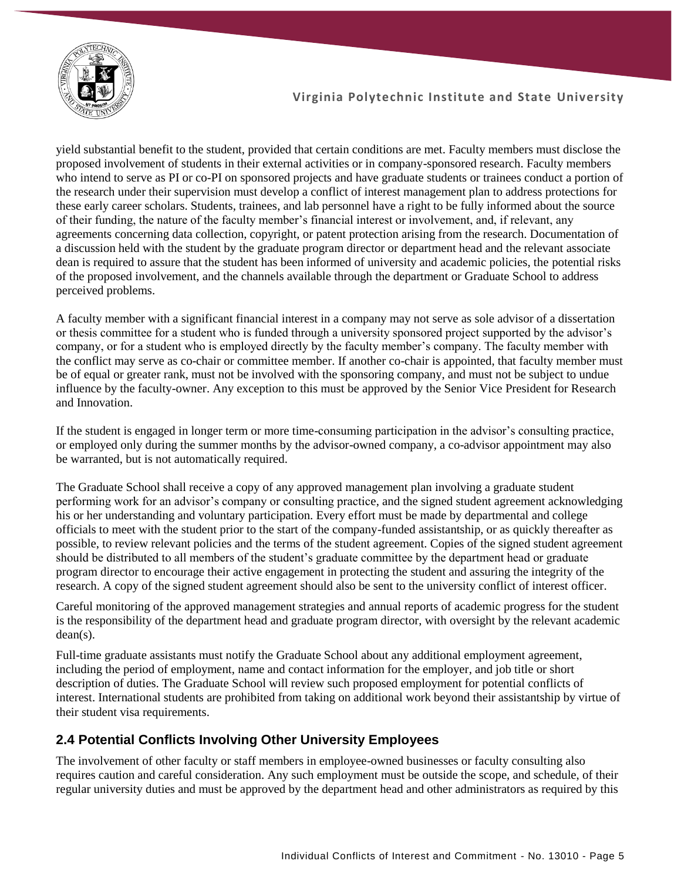yield substantial benefit to the student, provided that certain conditions are met. Faculty members must disclose the proposed involvement of students in their external activities or in company-sponsored research. Faculty members who intend to serve as PI or co-PI on sponsored projects and have graduate students or trainees conduct a portion of the research under their supervision must develop a conflict of interest management plan to address protections for these early career scholars. Students, trainees, and lab personnel have a right to be fully informed about the source of their funding, the nature of the faculty member's financial interest or involvement, and, if relevant, any agreements concerning data collection, copyright, or patent protection arising from the research. Documentation of a discussion held with the student by the graduate program director or department head and the relevant associate dean is required to assure that the student has been informed of university and academic policies, the potential risks of the proposed involvement, and the channels available through the department or Graduate School to address perceived problems.

A faculty member with a significant financial interest in a company may not serve as sole advisor of a dissertation or thesis committee for a student who is funded through a university sponsored project supported by the advisor's company, or for a student who is employed directly by the faculty member's company. The faculty member with the conflict may serve as co-chair or committee member. If another co-chair is appointed, that faculty member must be of equal or greater rank, must not be involved with the sponsoring company, and must not be subject to undue influence by the faculty-owner. Any exception to this must be approved by the Senior Vice President for Research and Innovation.

If the student is engaged in longer term or more time-consuming participation in the advisor's consulting practice, or employed only during the summer months by the advisor-owned company, a co-advisor appointment may also be warranted, but is not automatically required.

The Graduate School shall receive a copy of any approved management plan involving a graduate student performing work for an advisor's company or consulting practice, and the signed student agreement acknowledging his or her understanding and voluntary participation. Every effort must be made by departmental and college officials to meet with the student prior to the start of the company-funded assistantship, or as quickly thereafter as possible, to review relevant policies and the terms of the student agreement. Copies of the signed student agreement should be distributed to all members of the student's graduate committee by the department head or graduate program director to encourage their active engagement in protecting the student and assuring the integrity of the research. A copy of the signed student agreement should also be sent to the university conflict of interest officer.

Careful monitoring of the approved management strategies and annual reports of academic progress for the student is the responsibility of the department head and graduate program director, with oversight by the relevant academic dean(s).

Full-time graduate assistants must notify the Graduate School about any additional employment agreement, including the period of employment, name and contact information for the employer, and job title or short description of duties. The Graduate School will review such proposed employment for potential conflicts of interest. International students are prohibited from taking on additional work beyond their assistantship by virtue of their student visa requirements.

## 2.4 Potential Conflicts Involving Other University Employees

The involvement of other faculty or staff members in employee-owned businesses or faculty consulting also requires caution and careful consideration. Any such employment must be outside the scope, and schedule, of their regular university duties and must be approved by the department head and other administrators as required by this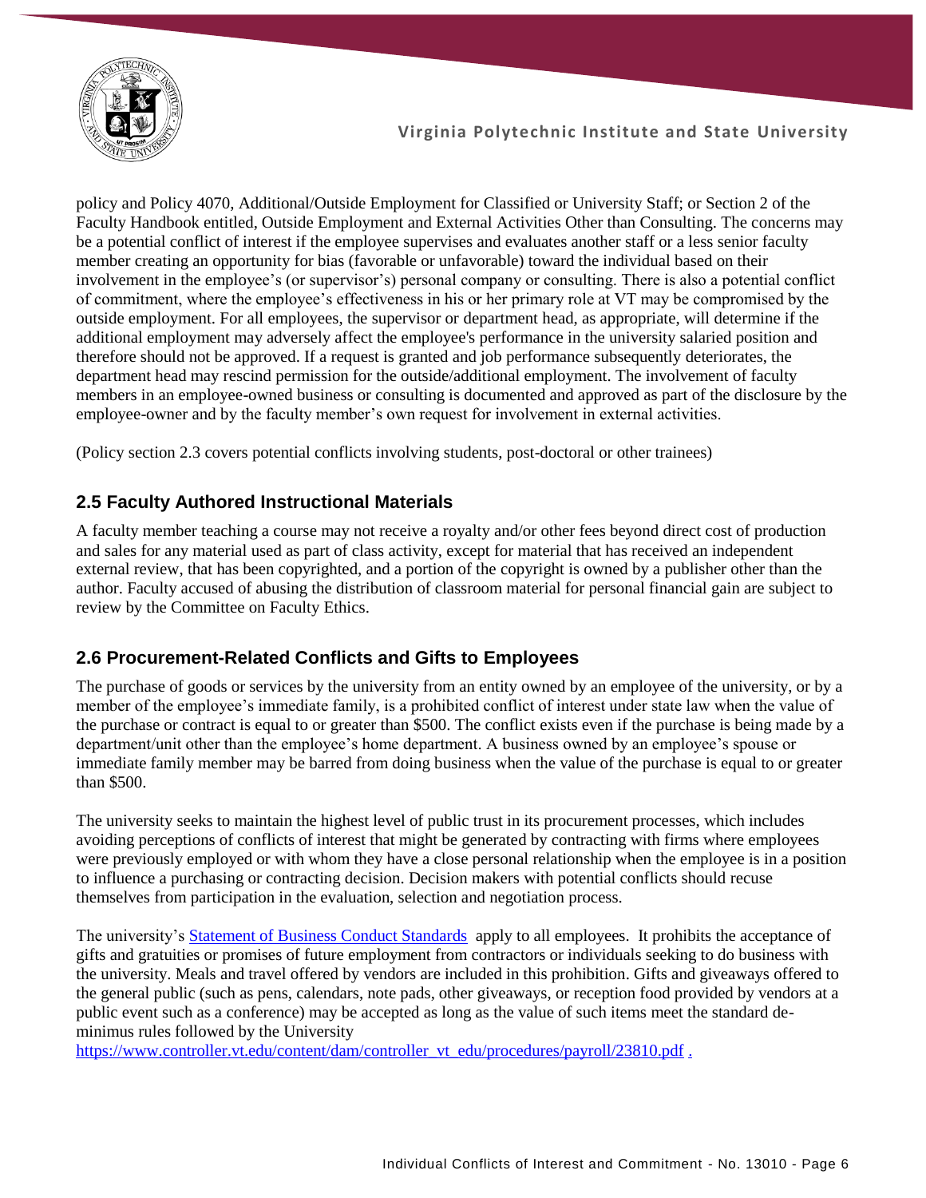policy and Policy 4070, Additional/Outside Employment for Classified or University Staff; or Section 2 of the Faculty Handbook entitled, Outside Employment and External Activities Other than Consulting. The concerns may be a potential conflict of interest if the employee supervises and evaluates another staff or a less senior faculty member creating an opportunity for bias (favorable or unfavorable) toward the individual based on their involvement in the employee's (or supervisor's) personal company or consulting. There is also a potential conflict of commitment, where the employee's effectiveness in his or her primary role at VT may be compromised by the outside employment. For all employees, the supervisor or department head, as appropriate, will determine if the additional employment may adversely affect the employee's performance in the university salaried position and therefore should not be approved. If a request is granted and job performance subsequently deteriorates, the department head may rescind permission for the outside/additional employment. The involvement of faculty members in an employee-owned business or consulting is documented and approved as part of the disclosure by the employee-owner and by the faculty member's own request for involvement in external activities.

(Policy section 2.3 covers potential conflicts involving students, post-doctoral or other trainees)

## 2.5 Faculty Authored Instructional Materials

A faculty member teaching a course may not receive a royalty and/or other fees beyond direct cost of production and sales for any material used as part of class activity, except for material that has received an independent external review, that has been copyrighted, and a portion of the copyright is owned by a publisher other than the author. Faculty accused of abusing the distribution of classroom material for personal financial gain are subject to review by the Committee on Faculty Ethics.

## 2.6 Procurement-Related Conflicts and Gifts to Employees

The purchase of goods or services by the university from an entity owned by an employee of the university, or by a member of the employee's immediate family, is a prohibited conflict of interest under state law when the value of the purchase or contract is equal to or greater than $500. The conflict exists even if the purchase is being made by a department/unit other than the employee's home department. A business owned by an employee's spouse or immediate family member may be barred from doing business when the value of the purchase is equal to or greater than $500.

The university seeks to maintain the highest level of public trust in its procurement processes, which includes avoiding perceptions of conflicts of interest that might be generated by contracting with firms where employees were previously employed or with whom they have a close personal relationship when the employee is in a position to influence a purchasing or contracting decision. Decision makers with potential conflicts should recuse themselves from participation in the evaluation, selection and negotiation process.

The university's Statement of Business Conduct Standards apply to all employees. It prohibits the acceptance of gifts and gratuities or promises of future employment from contractors or individuals seeking to do business with the university. Meals and travel offered by vendors are included in this prohibition. Gifts and giveaways offered to the general public (such as pens, calendars, note pads, other giveaways, or reception food provided by vendors at a public event such as a conference) may be accepted as long as the value of such items meet the standard de-minimus rules followed by the University https://www.controller.vt.edu/content/dam/controller_vt_edu/procedures/payroll/23810.pdf .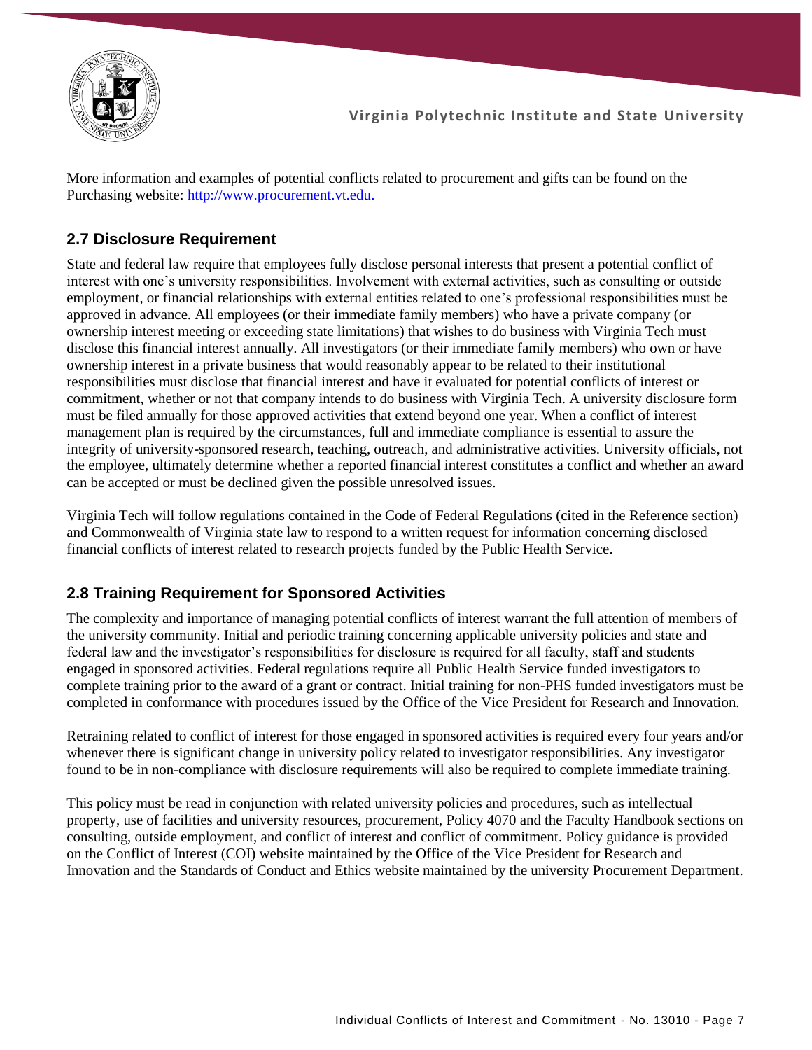More information and examples of potential conflicts related to procurement and gifts can be found on the Purchasing website: [http://www.procurement.vt.edu.](http://www.procurement.vt.edu.)

## 2.7 Disclosure Requirement

State and federal law require that employees fully disclose personal interests that present a potential conflict of interest with one's university responsibilities. Involvement with external activities, such as consulting or outside employment, or financial relationships with external entities related to one's professional responsibilities must be approved in advance. All employees (or their immediate family members) who have a private company (or ownership interest meeting or exceeding state limitations) that wishes to do business with Virginia Tech must disclose this financial interest annually. All investigators (or their immediate family members) who own or have ownership interest in a private business that would reasonably appear to be related to their institutional responsibilities must disclose that financial interest and have it evaluated for potential conflicts of interest or commitment, whether or not that company intends to do business with Virginia Tech. A university disclosure form must be filed annually for those approved activities that extend beyond one year. When a conflict of interest management plan is required by the circumstances, full and immediate compliance is essential to assure the integrity of university-sponsored research, teaching, outreach, and administrative activities. University officials, not the employee, ultimately determine whether a reported financial interest constitutes a conflict and whether an award can be accepted or must be declined given the possible unresolved issues.

Virginia Tech will follow regulations contained in the Code of Federal Regulations (cited in the Reference section) and Commonwealth of Virginia state law to respond to a written request for information concerning disclosed financial conflicts of interest related to research projects funded by the Public Health Service.

## 2.8 Training Requirement for Sponsored Activities

The complexity and importance of managing potential conflicts of interest warrant the full attention of members of the university community. Initial and periodic training concerning applicable university policies and state and federal law and the investigator's responsibilities for disclosure is required for all faculty, staff and students engaged in sponsored activities. Federal regulations require all Public Health Service funded investigators to complete training prior to the award of a grant or contract. Initial training for non-PHS funded investigators must be completed in conformance with procedures issued by the Office of the Vice President for Research and Innovation.

Retraining related to conflict of interest for those engaged in sponsored activities is required every four years and/or whenever there is significant change in university policy related to investigator responsibilities. Any investigator found to be in non-compliance with disclosure requirements will also be required to complete immediate training.

This policy must be read in conjunction with related university policies and procedures, such as intellectual property, use of facilities and university resources, procurement, Policy 4070 and the Faculty Handbook sections on consulting, outside employment, and conflict of interest and conflict of commitment. Policy guidance is provided on the Conflict of Interest (COI) website maintained by the Office of the Vice President for Research and Innovation and the Standards of Conduct and Ethics website maintained by the university Procurement Department.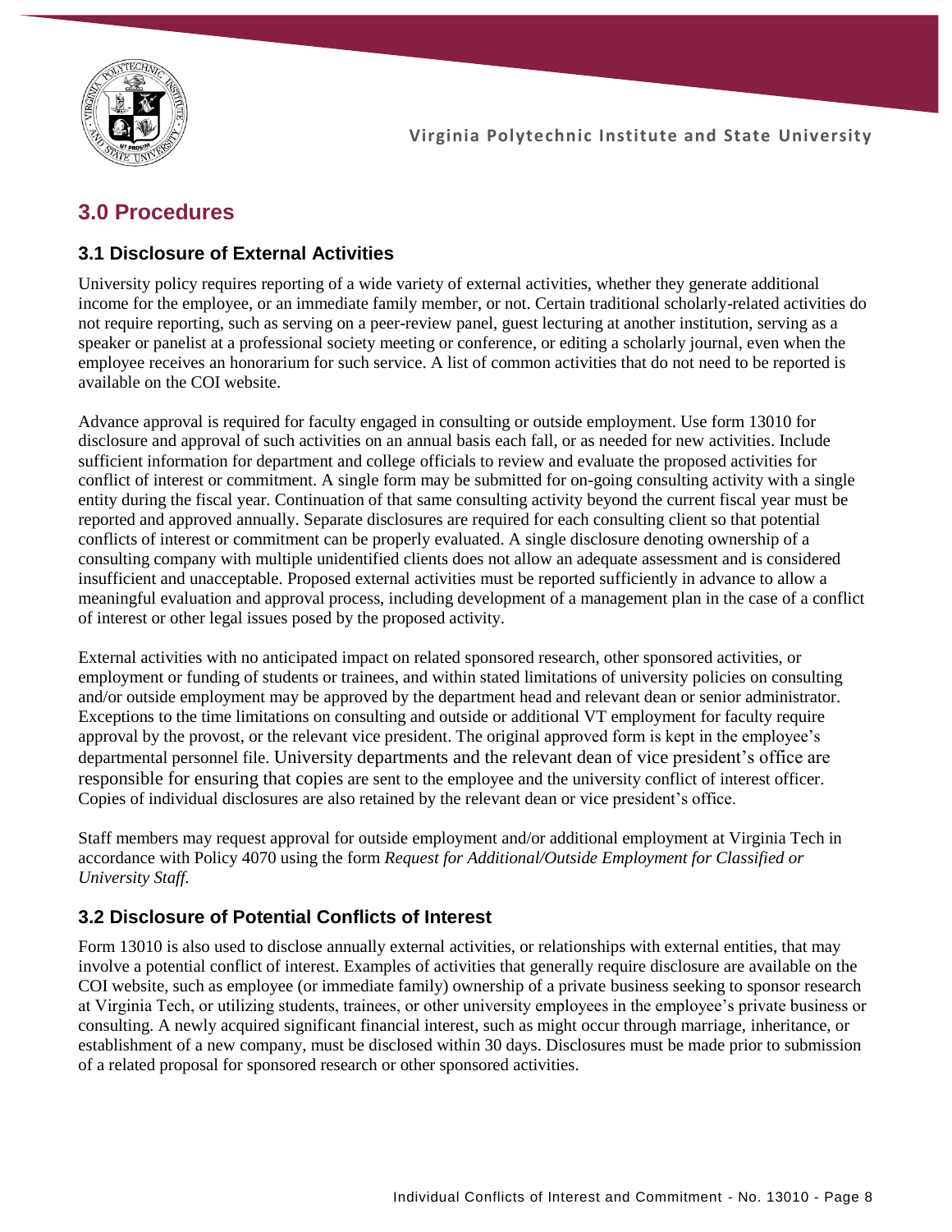## 3.0 Procedures

### 3.1 Disclosure of External Activities

University policy requires reporting of a wide variety of external activities, whether they generate additional income for the employee, or an immediate family member, or not. Certain traditional scholarly-related activities do not require reporting, such as serving on a peer-review panel, guest lecturing at another institution, serving as a speaker or panelist at a professional society meeting or conference, or editing a scholarly journal, even when the employee receives an honorarium for such service. A list of common activities that do not need to be reported is available on the COI website.

Advance approval is required for faculty engaged in consulting or outside employment. Use form 13010 for disclosure and approval of such activities on an annual basis each fall, or as needed for new activities. Include sufficient information for department and college officials to review and evaluate the proposed activities for conflict of interest or commitment. A single form may be submitted for on-going consulting activity with a single entity during the fiscal year. Continuation of that same consulting activity beyond the current fiscal year must be reported and approved annually. Separate disclosures are required for each consulting client so that potential conflicts of interest or commitment can be properly evaluated. A single disclosure denoting ownership of a consulting company with multiple unidentified clients does not allow an adequate assessment and is considered insufficient and unacceptable. Proposed external activities must be reported sufficiently in advance to allow a meaningful evaluation and approval process, including development of a management plan in the case of a conflict of interest or other legal issues posed by the proposed activity.

External activities with no anticipated impact on related sponsored research, other sponsored activities, or employment or funding of students or trainees, and within stated limitations of university policies on consulting and/or outside employment may be approved by the department head and relevant dean or senior administrator. Exceptions to the time limitations on consulting and outside or additional VT employment for faculty require approval by the provost, or the relevant vice president. The original approved form is kept in the employee's departmental personnel file. University departments and the relevant dean of vice president's office are responsible for ensuring that copies are sent to the employee and the university conflict of interest officer. Copies of individual disclosures are also retained by the relevant dean or vice president's office.

Staff members may request approval for outside employment and/or additional employment at Virginia Tech in accordance with Policy 4070 using the form *Request for Additional/Outside Employment for Classified or University Staff.*

### 3.2 Disclosure of Potential Conflicts of Interest

Form 13010 is also used to disclose annually external activities, or relationships with external entities, that may involve a potential conflict of interest. Examples of activities that generally require disclosure are available on the COI website, such as employee (or immediate family) ownership of a private business seeking to sponsor research at Virginia Tech, or utilizing students, trainees, or other university employees in the employee's private business or consulting. A newly acquired significant financial interest, such as might occur through marriage, inheritance, or establishment of a new company, must be disclosed within 30 days. Disclosures must be made prior to submission of a related proposal for sponsored research or other sponsored activities.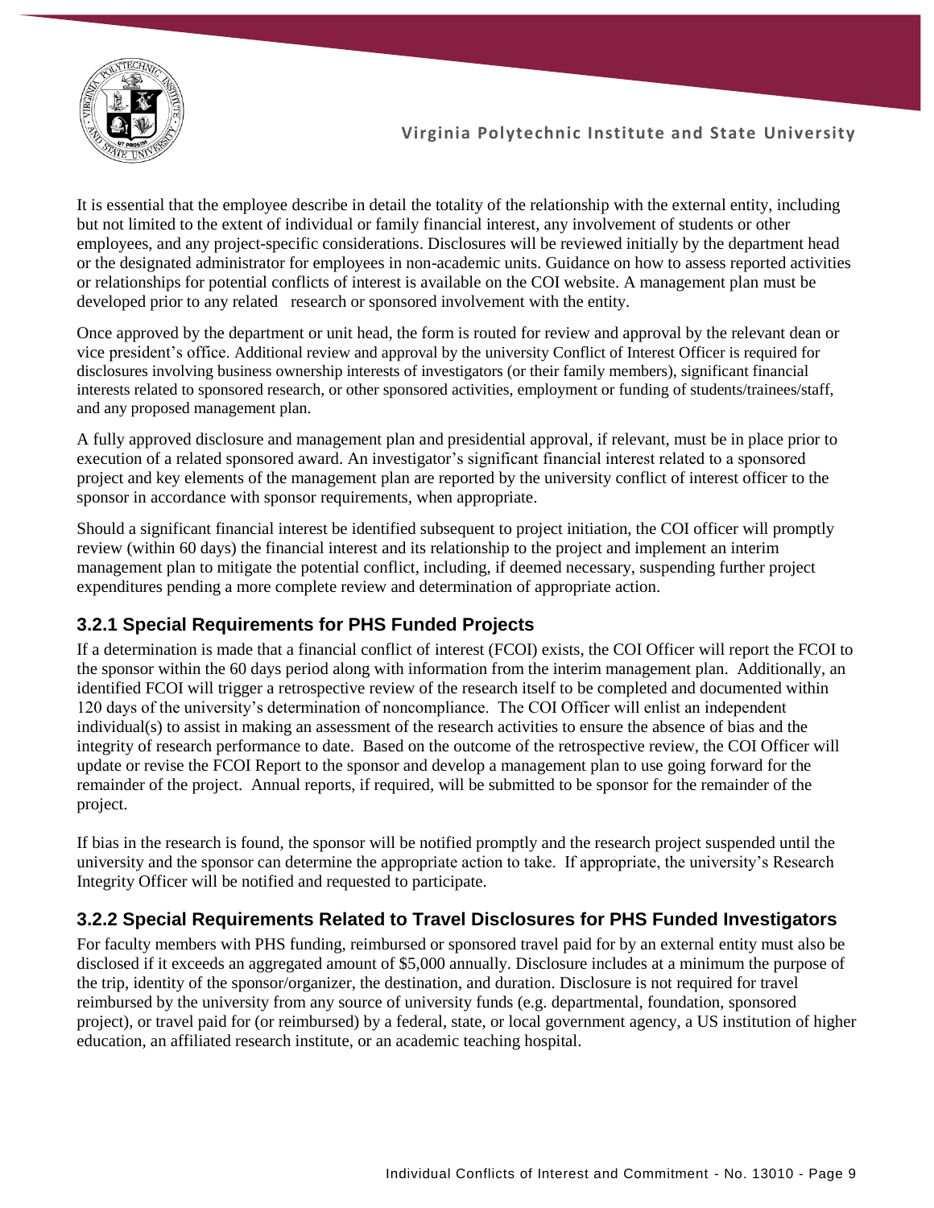It is essential that the employee describe in detail the totality of the relationship with the external entity, including but not limited to the extent of individual or family financial interest, any involvement of students or other employees, and any project-specific considerations. Disclosures will be reviewed initially by the department head or the designated administrator for employees in non-academic units. Guidance on how to assess reported activities or relationships for potential conflicts of interest is available on the COI website. A management plan must be developed prior to any related research or sponsored involvement with the entity.

Once approved by the department or unit head, the form is routed for review and approval by the relevant dean or vice president's office. Additional review and approval by the university Conflict of Interest Officer is required for disclosures involving business ownership interests of investigators (or their family members), significant financial interests related to sponsored research, or other sponsored activities, employment or funding of students/trainees/staff, and any proposed management plan.

A fully approved disclosure and management plan and presidential approval, if relevant, must be in place prior to execution of a related sponsored award. An investigator's significant financial interest related to a sponsored project and key elements of the management plan are reported by the university conflict of interest officer to the sponsor in accordance with sponsor requirements, when appropriate.

Should a significant financial interest be identified subsequent to project initiation, the COI officer will promptly review (within 60 days) the financial interest and its relationship to the project and implement an interim management plan to mitigate the potential conflict, including, if deemed necessary, suspending further project expenditures pending a more complete review and determination of appropriate action.

### 3.2.1 Special Requirements for PHS Funded Projects

If a determination is made that a financial conflict of interest (FCOI) exists, the COI Officer will report the FCOI to the sponsor within the 60 days period along with information from the interim management plan. Additionally, an identified FCOI will trigger a retrospective review of the research itself to be completed and documented within 120 days of the university's determination of noncompliance. The COI Officer will enlist an independent individual(s) to assist in making an assessment of the research activities to ensure the absence of bias and the integrity of research performance to date. Based on the outcome of the retrospective review, the COI Officer will update or revise the FCOI Report to the sponsor and develop a management plan to use going forward for the remainder of the project. Annual reports, if required, will be submitted to be sponsor for the remainder of the project.

If bias in the research is found, the sponsor will be notified promptly and the research project suspended until the university and the sponsor can determine the appropriate action to take. If appropriate, the university's Research Integrity Officer will be notified and requested to participate.

### 3.2.2 Special Requirements Related to Travel Disclosures for PHS Funded Investigators

For faculty members with PHS funding, reimbursed or sponsored travel paid for by an external entity must also be disclosed if it exceeds an aggregated amount of $5,000 annually. Disclosure includes at a minimum the purpose of the trip, identity of the sponsor/organizer, the destination, and duration. Disclosure is not required for travel reimbursed by the university from any source of university funds (e.g. departmental, foundation, sponsored project), or travel paid for (or reimbursed) by a federal, state, or local government agency, a US institution of higher education, an affiliated research institute, or an academic teaching hospital.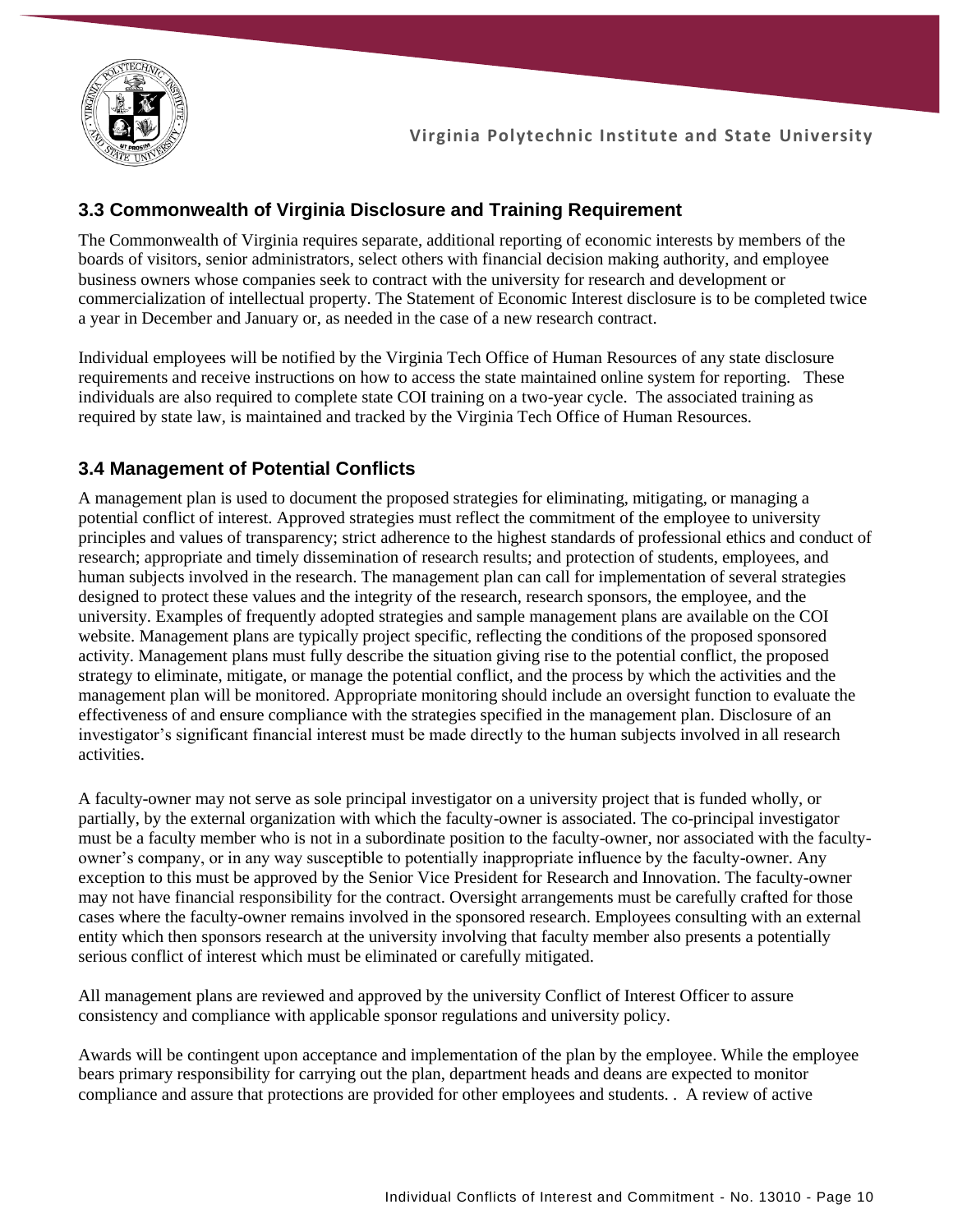## 3.3 Commonwealth of Virginia Disclosure and Training Requirement

The Commonwealth of Virginia requires separate, additional reporting of economic interests by members of the boards of visitors, senior administrators, select others with financial decision making authority, and employee business owners whose companies seek to contract with the university for research and development or commercialization of intellectual property. The Statement of Economic Interest disclosure is to be completed twice a year in December and January or, as needed in the case of a new research contract.

Individual employees will be notified by the Virginia Tech Office of Human Resources of any state disclosure requirements and receive instructions on how to access the state maintained online system for reporting. These individuals are also required to complete state COI training on a two-year cycle. The associated training as required by state law, is maintained and tracked by the Virginia Tech Office of Human Resources.

## 3.4 Management of Potential Conflicts

A management plan is used to document the proposed strategies for eliminating, mitigating, or managing a potential conflict of interest. Approved strategies must reflect the commitment of the employee to university principles and values of transparency; strict adherence to the highest standards of professional ethics and conduct of research; appropriate and timely dissemination of research results; and protection of students, employees, and human subjects involved in the research. The management plan can call for implementation of several strategies designed to protect these values and the integrity of the research, research sponsors, the employee, and the university. Examples of frequently adopted strategies and sample management plans are available on the COI website. Management plans are typically project specific, reflecting the conditions of the proposed sponsored activity. Management plans must fully describe the situation giving rise to the potential conflict, the proposed strategy to eliminate, mitigate, or manage the potential conflict, and the process by which the activities and the management plan will be monitored. Appropriate monitoring should include an oversight function to evaluate the effectiveness of and ensure compliance with the strategies specified in the management plan. Disclosure of an investigator's significant financial interest must be made directly to the human subjects involved in all research activities.

A faculty-owner may not serve as sole principal investigator on a university project that is funded wholly, or partially, by the external organization with which the faculty-owner is associated. The co-principal investigator must be a faculty member who is not in a subordinate position to the faculty-owner, nor associated with the faculty-owner's company, or in any way susceptible to potentially inappropriate influence by the faculty-owner. Any exception to this must be approved by the Senior Vice President for Research and Innovation. The faculty-owner may not have financial responsibility for the contract. Oversight arrangements must be carefully crafted for those cases where the faculty-owner remains involved in the sponsored research. Employees consulting with an external entity which then sponsors research at the university involving that faculty member also presents a potentially serious conflict of interest which must be eliminated or carefully mitigated.

All management plans are reviewed and approved by the university Conflict of Interest Officer to assure consistency and compliance with applicable sponsor regulations and university policy.

Awards will be contingent upon acceptance and implementation of the plan by the employee. While the employee bears primary responsibility for carrying out the plan, department heads and deans are expected to monitor compliance and assure that protections are provided for other employees and students. . A review of active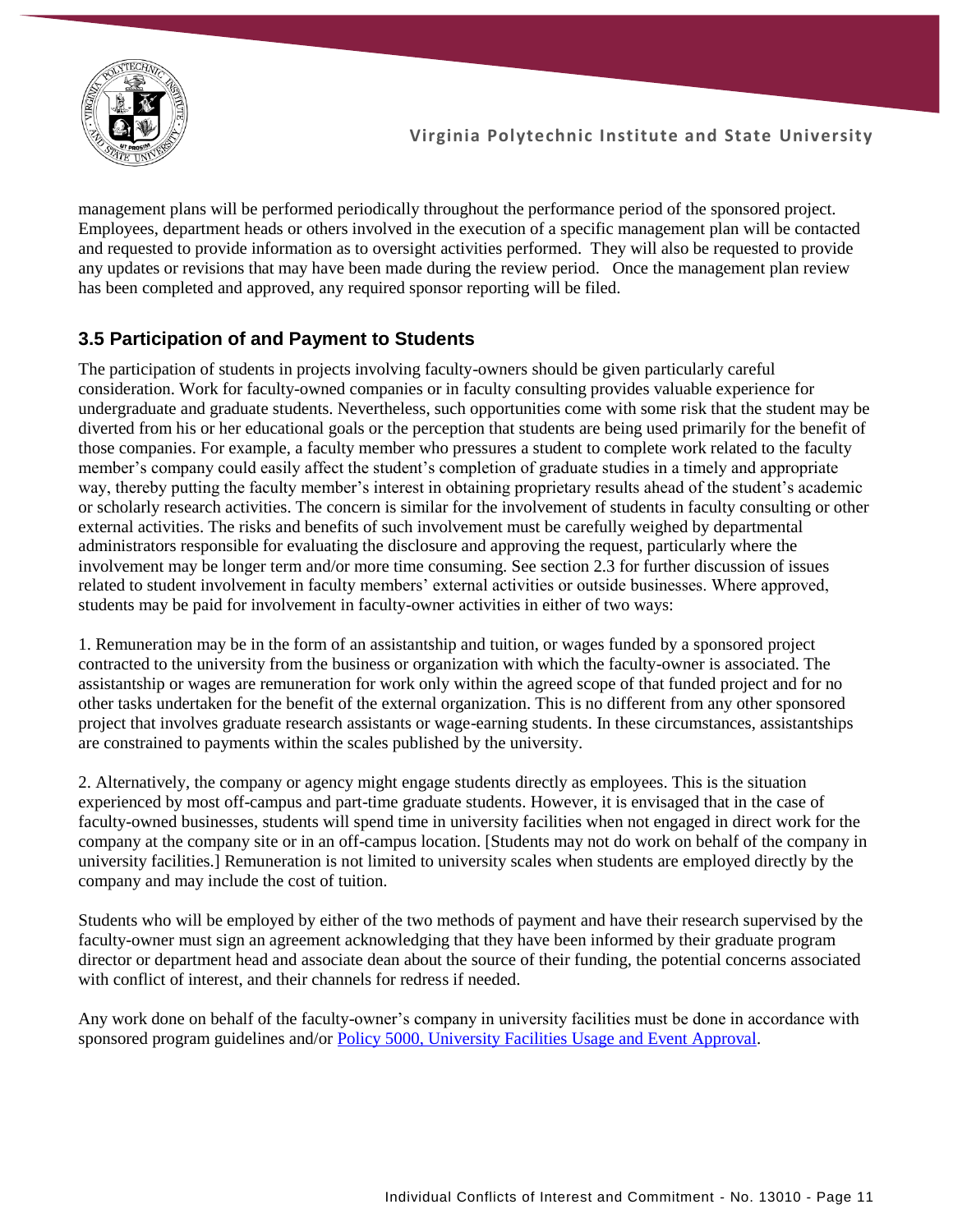management plans will be performed periodically throughout the performance period of the sponsored project. Employees, department heads or others involved in the execution of a specific management plan will be contacted and requested to provide information as to oversight activities performed. They will also be requested to provide any updates or revisions that may have been made during the review period. Once the management plan review has been completed and approved, any required sponsor reporting will be filed.

### 3.5 Participation of and Payment to Students

The participation of students in projects involving faculty-owners should be given particularly careful consideration. Work for faculty-owned companies or in faculty consulting provides valuable experience for undergraduate and graduate students. Nevertheless, such opportunities come with some risk that the student may be diverted from his or her educational goals or the perception that students are being used primarily for the benefit of those companies. For example, a faculty member who pressures a student to complete work related to the faculty member's company could easily affect the student's completion of graduate studies in a timely and appropriate way, thereby putting the faculty member's interest in obtaining proprietary results ahead of the student's academic or scholarly research activities. The concern is similar for the involvement of students in faculty consulting or other external activities. The risks and benefits of such involvement must be carefully weighed by departmental administrators responsible for evaluating the disclosure and approving the request, particularly where the involvement may be longer term and/or more time consuming. See section 2.3 for further discussion of issues related to student involvement in faculty members' external activities or outside businesses. Where approved, students may be paid for involvement in faculty-owner activities in either of two ways:

1. Remuneration may be in the form of an assistantship and tuition, or wages funded by a sponsored project contracted to the university from the business or organization with which the faculty-owner is associated. The assistantship or wages are remuneration for work only within the agreed scope of that funded project and for no other tasks undertaken for the benefit of the external organization. This is no different from any other sponsored project that involves graduate research assistants or wage-earning students. In these circumstances, assistantships are constrained to payments within the scales published by the university.

2. Alternatively, the company or agency might engage students directly as employees. This is the situation experienced by most off-campus and part-time graduate students. However, it is envisaged that in the case of faculty-owned businesses, students will spend time in university facilities when not engaged in direct work for the company at the company site or in an off-campus location. [Students may not do work on behalf of the company in university facilities.] Remuneration is not limited to university scales when students are employed directly by the company and may include the cost of tuition.

Students who will be employed by either of the two methods of payment and have their research supervised by the faculty-owner must sign an agreement acknowledging that they have been informed by their graduate program director or department head and associate dean about the source of their funding, the potential concerns associated with conflict of interest, and their channels for redress if needed.

Any work done on behalf of the faculty-owner's company in university facilities must be done in accordance with sponsored program guidelines and/or Policy 5000, University Facilities Usage and Event Approval.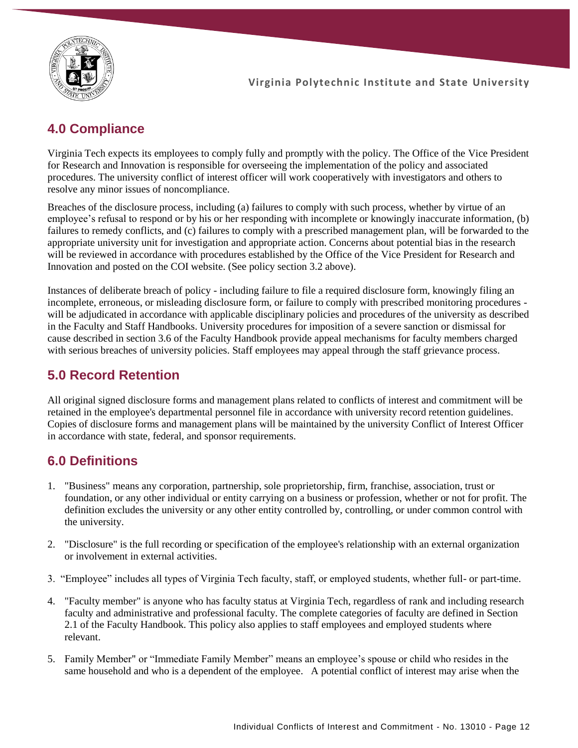## 4.0 Compliance

Virginia Tech expects its employees to comply fully and promptly with the policy. The Office of the Vice President for Research and Innovation is responsible for overseeing the implementation of the policy and associated procedures. The university conflict of interest officer will work cooperatively with investigators and others to resolve any minor issues of noncompliance.

Breaches of the disclosure process, including (a) failures to comply with such process, whether by virtue of an employee's refusal to respond or by his or her responding with incomplete or knowingly inaccurate information, (b) failures to remedy conflicts, and (c) failures to comply with a prescribed management plan, will be forwarded to the appropriate university unit for investigation and appropriate action. Concerns about potential bias in the research will be reviewed in accordance with procedures established by the Office of the Vice President for Research and Innovation and posted on the COI website. (See policy section 3.2 above).

Instances of deliberate breach of policy - including failure to file a required disclosure form, knowingly filing an incomplete, erroneous, or misleading disclosure form, or failure to comply with prescribed monitoring procedures - will be adjudicated in accordance with applicable disciplinary policies and procedures of the university as described in the Faculty and Staff Handbooks. University procedures for imposition of a severe sanction or dismissal for cause described in section 3.6 of the Faculty Handbook provide appeal mechanisms for faculty members charged with serious breaches of university policies. Staff employees may appeal through the staff grievance process.

## 5.0 Record Retention

All original signed disclosure forms and management plans related to conflicts of interest and commitment will be retained in the employee's departmental personnel file in accordance with university record retention guidelines. Copies of disclosure forms and management plans will be maintained by the university Conflict of Interest Officer in accordance with state, federal, and sponsor requirements.

## 6.0 Definitions

1. "Business" means any corporation, partnership, sole proprietorship, firm, franchise, association, trust or foundation, or any other individual or entity carrying on a business or profession, whether or not for profit. The definition excludes the university or any other entity controlled by, controlling, or under common control with the university.
2. "Disclosure" is the full recording or specification of the employee's relationship with an external organization or involvement in external activities.
3. "Employee" includes all types of Virginia Tech faculty, staff, or employed students, whether full- or part-time.
4. "Faculty member" is anyone who has faculty status at Virginia Tech, regardless of rank and including research faculty and administrative and professional faculty. The complete categories of faculty are defined in Section 2.1 of the Faculty Handbook. This policy also applies to staff employees and employed students where relevant.
5. Family Member" or "Immediate Family Member" means an employee's spouse or child who resides in the same household and who is a dependent of the employee. A potential conflict of interest may arise when the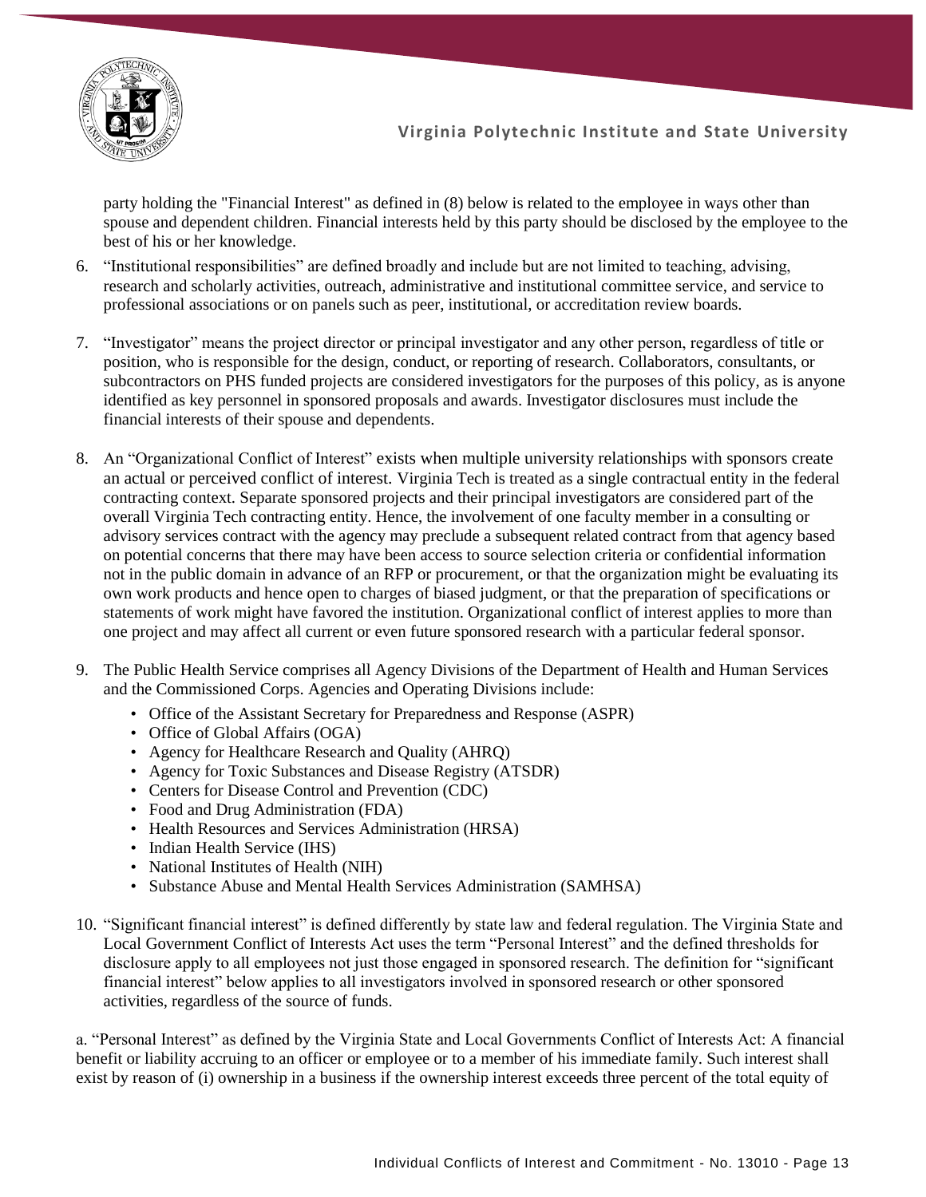party holding the "Financial Interest" as defined in (8) below is related to the employee in ways other than spouse and dependent children. Financial interests held by this party should be disclosed by the employee to the best of his or her knowledge.

6. "Institutional responsibilities" are defined broadly and include but are not limited to teaching, advising, research and scholarly activities, outreach, administrative and institutional committee service, and service to professional associations or on panels such as peer, institutional, or accreditation review boards.

7. "Investigator" means the project director or principal investigator and any other person, regardless of title or position, who is responsible for the design, conduct, or reporting of research. Collaborators, consultants, or subcontractors on PHS funded projects are considered investigators for the purposes of this policy, as is anyone identified as key personnel in sponsored proposals and awards. Investigator disclosures must include the financial interests of their spouse and dependents.

8. An "Organizational Conflict of Interest" exists when multiple university relationships with sponsors create an actual or perceived conflict of interest. Virginia Tech is treated as a single contractual entity in the federal contracting context. Separate sponsored projects and their principal investigators are considered part of the overall Virginia Tech contracting entity. Hence, the involvement of one faculty member in a consulting or advisory services contract with the agency may preclude a subsequent related contract from that agency based on potential concerns that there may have been access to source selection criteria or confidential information not in the public domain in advance of an RFP or procurement, or that the organization might be evaluating its own work products and hence open to charges of biased judgment, or that the preparation of specifications or statements of work might have favored the institution. Organizational conflict of interest applies to more than one project and may affect all current or even future sponsored research with a particular federal sponsor.

9. The Public Health Service comprises all Agency Divisions of the Department of Health and Human Services and the Commissioned Corps. Agencies and Operating Divisions include:
   - Office of the Assistant Secretary for Preparedness and Response (ASPR)
   - Office of Global Affairs (OGA)
   - Agency for Healthcare Research and Quality (AHRQ)
   - Agency for Toxic Substances and Disease Registry (ATSDR)
   - Centers for Disease Control and Prevention (CDC)
   - Food and Drug Administration (FDA)
   - Health Resources and Services Administration (HRSA)
   - Indian Health Service (IHS)
   - National Institutes of Health (NIH)
   - Substance Abuse and Mental Health Services Administration (SAMHSA)

10. "Significant financial interest" is defined differently by state law and federal regulation. The Virginia State and Local Government Conflict of Interests Act uses the term "Personal Interest" and the defined thresholds for disclosure apply to all employees not just those engaged in sponsored research. The definition for "significant financial interest" below applies to all investigators involved in sponsored research or other sponsored activities, regardless of the source of funds.

a. "Personal Interest" as defined by the Virginia State and Local Governments Conflict of Interests Act: A financial benefit or liability accruing to an officer or employee or to a member of his immediate family. Such interest shall exist by reason of (i) ownership in a business if the ownership interest exceeds three percent of the total equity of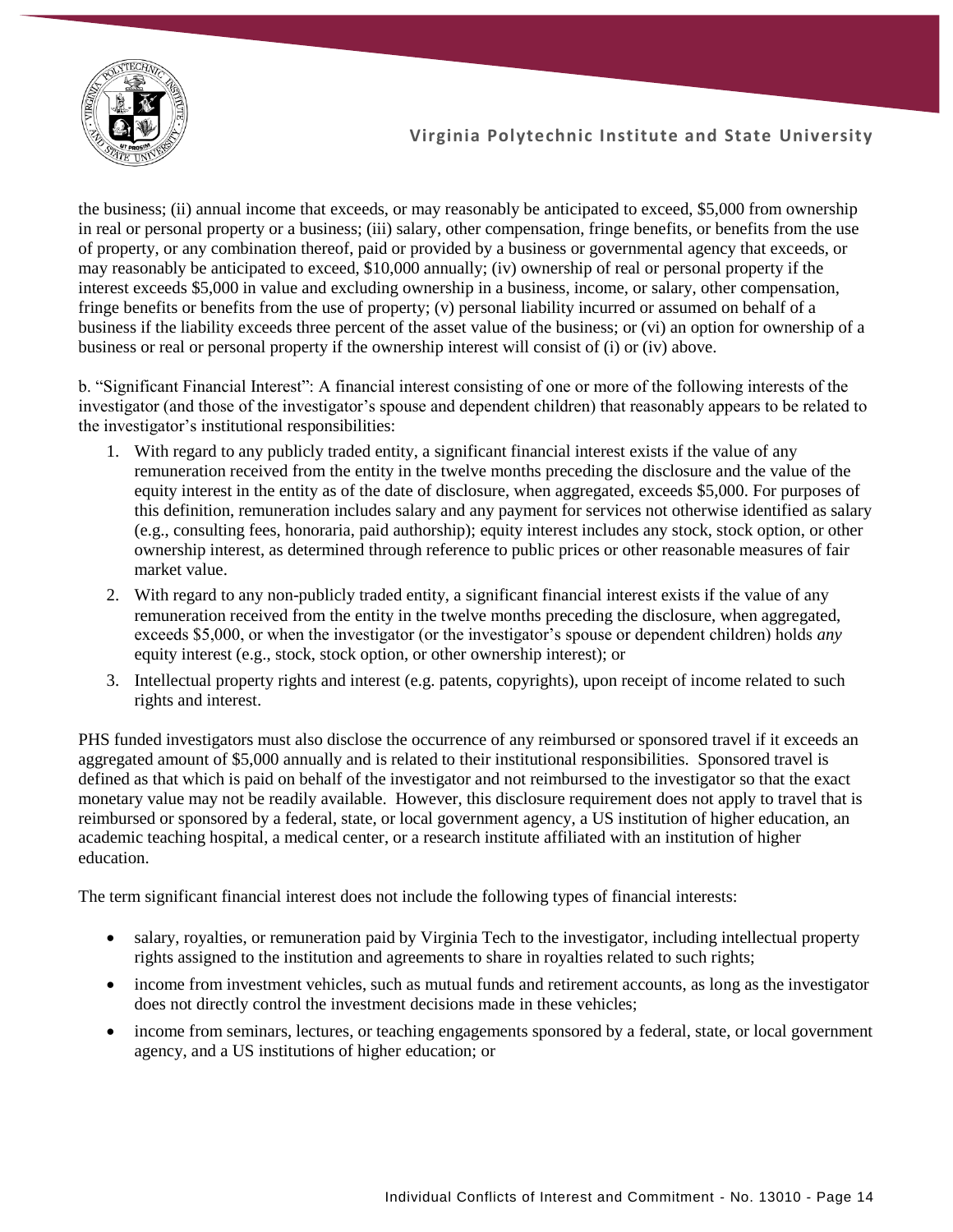the business; (ii) annual income that exceeds, or may reasonably be anticipated to exceed, $5,000 from ownership in real or personal property or a business; (iii) salary, other compensation, fringe benefits, or benefits from the use of property, or any combination thereof, paid or provided by a business or governmental agency that exceeds, or may reasonably be anticipated to exceed, $10,000 annually; (iv) ownership of real or personal property if the interest exceeds $5,000 in value and excluding ownership in a business, income, or salary, other compensation, fringe benefits or benefits from the use of property; (v) personal liability incurred or assumed on behalf of a business if the liability exceeds three percent of the asset value of the business; or (vi) an option for ownership of a business or real or personal property if the ownership interest will consist of (i) or (iv) above.

b. "Significant Financial Interest": A financial interest consisting of one or more of the following interests of the investigator (and those of the investigator's spouse and dependent children) that reasonably appears to be related to the investigator's institutional responsibilities:

1. With regard to any publicly traded entity, a significant financial interest exists if the value of any remuneration received from the entity in the twelve months preceding the disclosure and the value of the equity interest in the entity as of the date of disclosure, when aggregated, exceeds $5,000. For purposes of this definition, remuneration includes salary and any payment for services not otherwise identified as salary (e.g., consulting fees, honoraria, paid authorship); equity interest includes any stock, stock option, or other ownership interest, as determined through reference to public prices or other reasonable measures of fair market value.
2. With regard to any non-publicly traded entity, a significant financial interest exists if the value of any remuneration received from the entity in the twelve months preceding the disclosure, when aggregated, exceeds $5,000, or when the investigator (or the investigator's spouse or dependent children) holds *any* equity interest (e.g., stock, stock option, or other ownership interest); or
3. Intellectual property rights and interest (e.g. patents, copyrights), upon receipt of income related to such rights and interest.

PHS funded investigators must also disclose the occurrence of any reimbursed or sponsored travel if it exceeds an aggregated amount of $5,000 annually and is related to their institutional responsibilities. Sponsored travel is defined as that which is paid on behalf of the investigator and not reimbursed to the investigator so that the exact monetary value may not be readily available. However, this disclosure requirement does not apply to travel that is reimbursed or sponsored by a federal, state, or local government agency, a US institution of higher education, an academic teaching hospital, a medical center, or a research institute affiliated with an institution of higher education.

The term significant financial interest does not include the following types of financial interests:

- salary, royalties, or remuneration paid by Virginia Tech to the investigator, including intellectual property rights assigned to the institution and agreements to share in royalties related to such rights;
- income from investment vehicles, such as mutual funds and retirement accounts, as long as the investigator does not directly control the investment decisions made in these vehicles;
- income from seminars, lectures, or teaching engagements sponsored by a federal, state, or local government agency, and a US institutions of higher education; or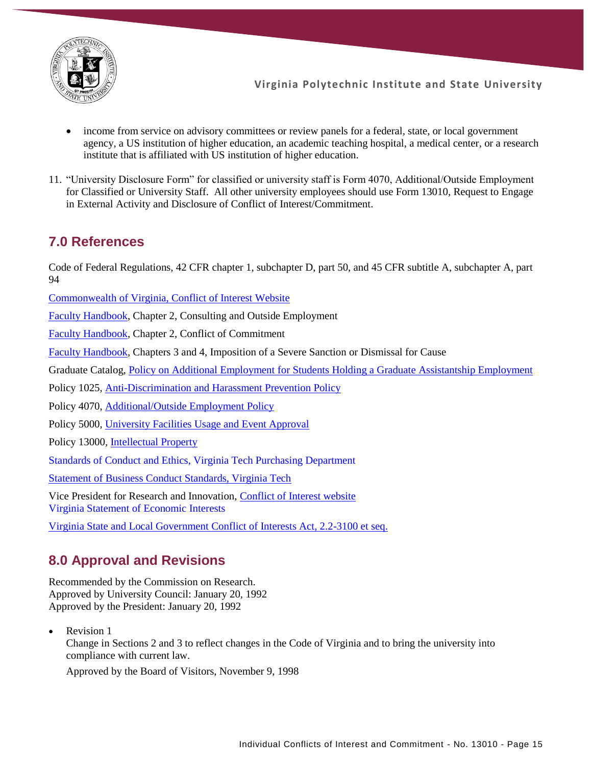- income from service on advisory committees or review panels for a federal, state, or local government agency, a US institution of higher education, an academic teaching hospital, a medical center, or a research institute that is affiliated with US institution of higher education.

11. "University Disclosure Form" for classified or university staff is Form 4070, Additional/Outside Employment for Classified or University Staff. All other university employees should use Form 13010, Request to Engage in External Activity and Disclosure of Conflict of Interest/Commitment.

## 7.0 References

Code of Federal Regulations, 42 CFR chapter 1, subchapter D, part 50, and 45 CFR subtitle A, subchapter A, part 94

Commonwealth of Virginia, Conflict of Interest Website

Faculty Handbook, Chapter 2, Consulting and Outside Employment

Faculty Handbook, Chapter 2, Conflict of Commitment

Faculty Handbook, Chapters 3 and 4, Imposition of a Severe Sanction or Dismissal for Cause

Graduate Catalog, Policy on Additional Employment for Students Holding a Graduate Assistantship Employment

Policy 1025, Anti-Discrimination and Harassment Prevention Policy

Policy 4070, Additional/Outside Employment Policy

Policy 5000, University Facilities Usage and Event Approval

Policy 13000, Intellectual Property

Standards of Conduct and Ethics, Virginia Tech Purchasing Department

Statement of Business Conduct Standards, Virginia Tech

Vice President for Research and Innovation, Conflict of Interest website
Virginia Statement of Economic Interests

Virginia State and Local Government Conflict of Interests Act, 2.2-3100 et seq.

## 8.0 Approval and Revisions

Recommended by the Commission on Research.
Approved by University Council: January 20, 1992
Approved by the President: January 20, 1992

- Revision 1
  Change in Sections 2 and 3 to reflect changes in the Code of Virginia and to bring the university into compliance with current law.

  Approved by the Board of Visitors, November 9, 1998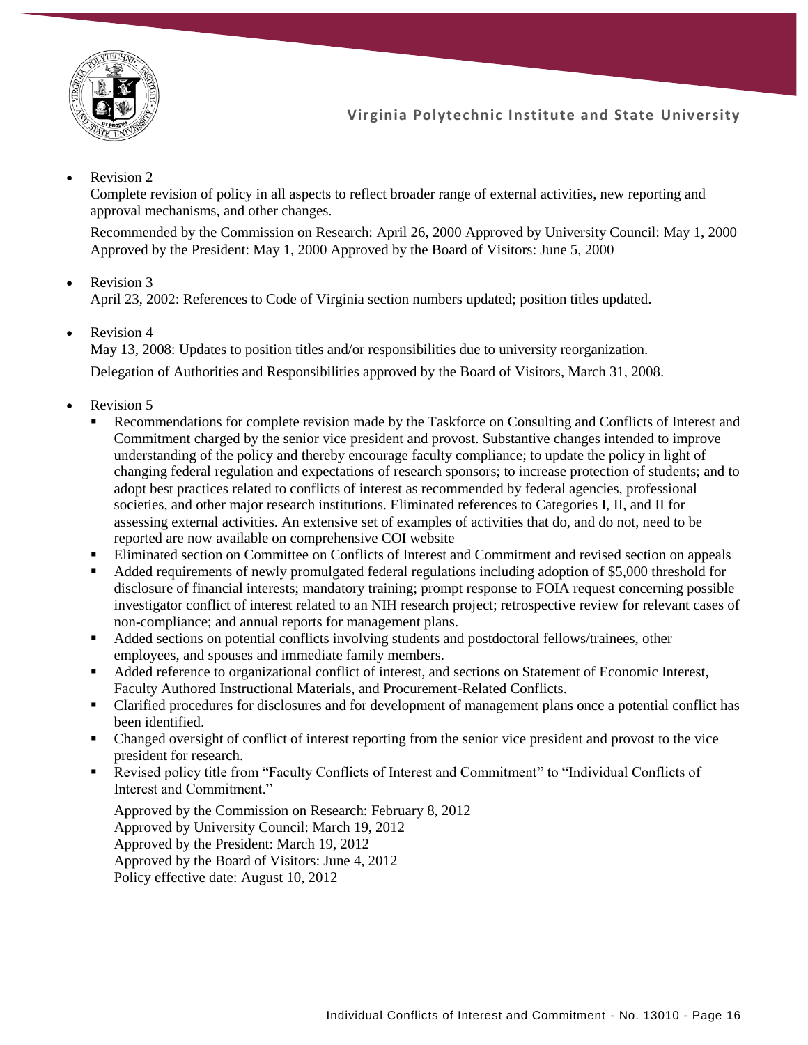- Revision 2

  Complete revision of policy in all aspects to reflect broader range of external activities, new reporting and approval mechanisms, and other changes.

  Recommended by the Commission on Research: April 26, 2000 Approved by University Council: May 1, 2000 Approved by the President: May 1, 2000 Approved by the Board of Visitors: June 5, 2000

- Revision 3

  April 23, 2002: References to Code of Virginia section numbers updated; position titles updated.

- Revision 4

  May 13, 2008: Updates to position titles and/or responsibilities due to university reorganization.

  Delegation of Authorities and Responsibilities approved by the Board of Visitors, March 31, 2008.

- Revision 5
  - Recommendations for complete revision made by the Taskforce on Consulting and Conflicts of Interest and Commitment charged by the senior vice president and provost. Substantive changes intended to improve understanding of the policy and thereby encourage faculty compliance; to update the policy in light of changing federal regulation and expectations of research sponsors; to increase protection of students; and to adopt best practices related to conflicts of interest as recommended by federal agencies, professional societies, and other major research institutions. Eliminated references to Categories I, II, and II for assessing external activities. An extensive set of examples of activities that do, and do not, need to be reported are now available on comprehensive COI website
  - Eliminated section on Committee on Conflicts of Interest and Commitment and revised section on appeals
  - Added requirements of newly promulgated federal regulations including adoption of $5,000 threshold for disclosure of financial interests; mandatory training; prompt response to FOIA request concerning possible investigator conflict of interest related to an NIH research project; retrospective review for relevant cases of non-compliance; and annual reports for management plans.
  - Added sections on potential conflicts involving students and postdoctoral fellows/trainees, other employees, and spouses and immediate family members.
  - Added reference to organizational conflict of interest, and sections on Statement of Economic Interest, Faculty Authored Instructional Materials, and Procurement-Related Conflicts.
  - Clarified procedures for disclosures and for development of management plans once a potential conflict has been identified.
  - Changed oversight of conflict of interest reporting from the senior vice president and provost to the vice president for research.
  - Revised policy title from "Faculty Conflicts of Interest and Commitment" to "Individual Conflicts of Interest and Commitment."

  Approved by the Commission on Research: February 8, 2012
  Approved by University Council: March 19, 2012
  Approved by the President: March 19, 2012
  Approved by the Board of Visitors: June 4, 2012
  Policy effective date: August 10, 2012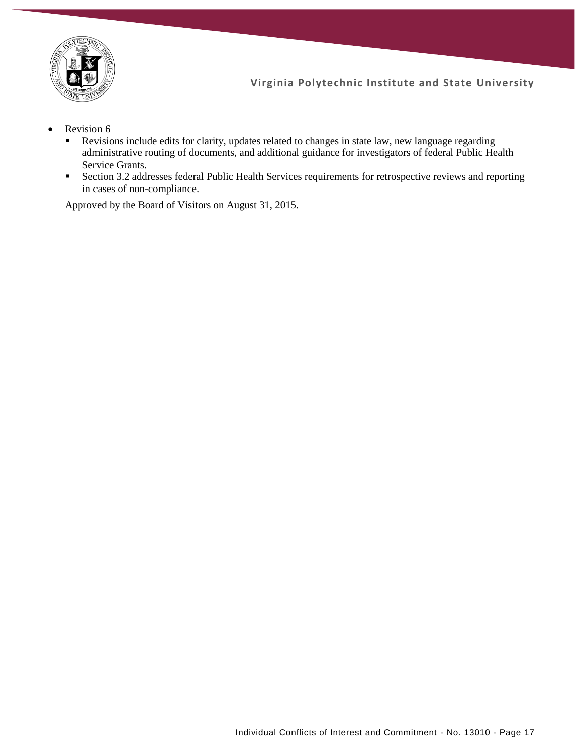- Revision 6
  - Revisions include edits for clarity, updates related to changes in state law, new language regarding administrative routing of documents, and additional guidance for investigators of federal Public Health Service Grants.
  - Section 3.2 addresses federal Public Health Services requirements for retrospective reviews and reporting in cases of non-compliance.

  Approved by the Board of Visitors on August 31, 2015.